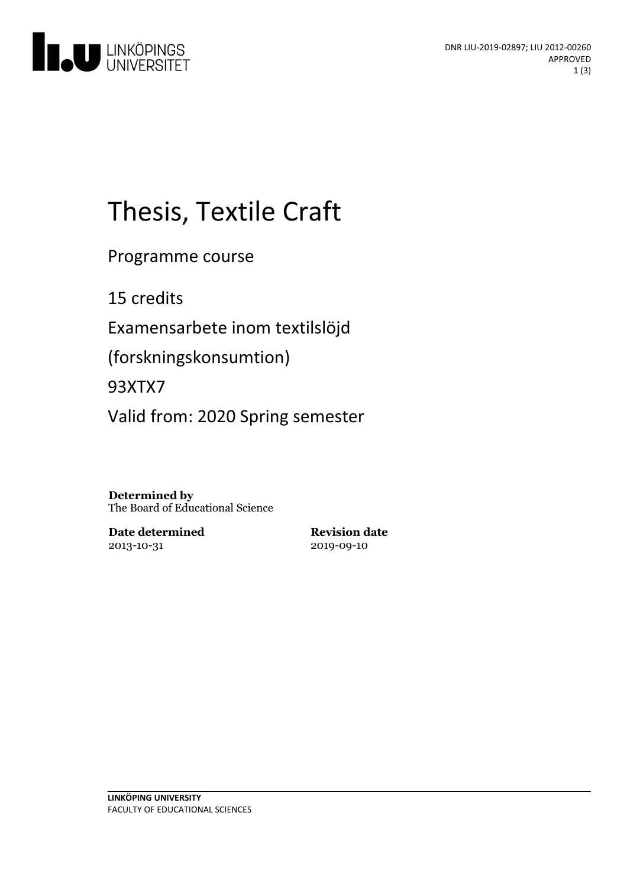DNR LIU-2019-02897; LIU 2012-00260
APPROVED

# Thesis, Textile Craft

Programme course

15 credits

Examensarbete inom textilslöjd

(forskningskonsumtion)

93XTX7

Valid from: 2020 Spring semester

**Determined by**
The Board of Educational Science

**Date determined**
2013-10-31

**Revision date**
2019-09-10

**LINKÖPING UNIVERSITY**
FACULTY OF EDUCATIONAL SCIENCES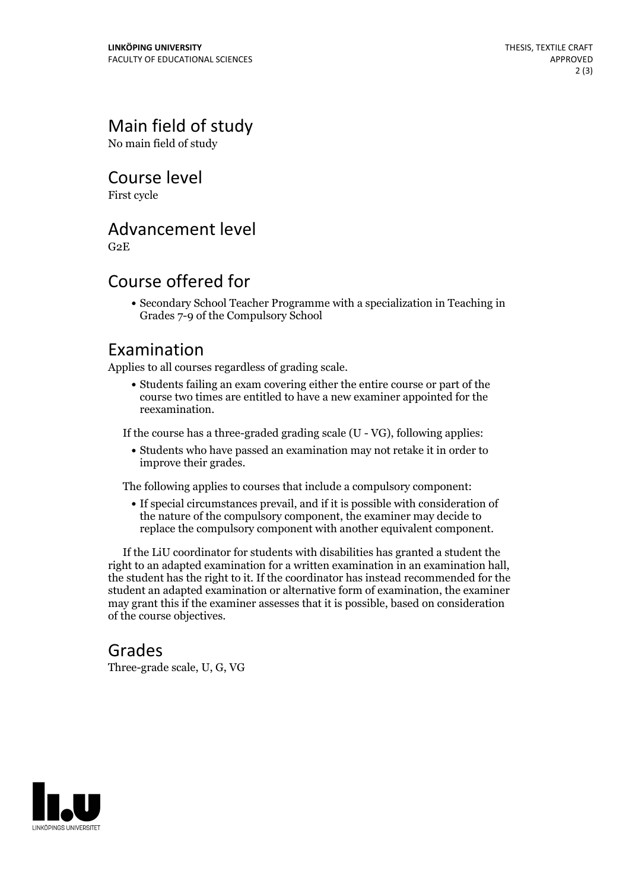## Main field of study

No main field of study

## Course level

First cycle

## Advancement level

G2E

## Course offered for

- Secondary School Teacher Programme with a specialization in Teaching in Grades 7-9 of the Compulsory School

## Examination

Applies to all courses regardless of grading scale.

- Students failing an exam covering either the entire course or part of the course two times are entitled to have a new examiner appointed for the reexamination.

If the course has a three-graded grading scale (U - VG), following applies:

- Students who have passed an examination may not retake it in order to improve their grades.

The following applies to courses that include a compulsory component:

- If special circumstances prevail, and if it is possible with consideration of the nature of the compulsory component, the examiner may decide to replace the compulsory component with another equivalent component.

If the LiU coordinator for students with disabilities has granted a student the right to an adapted examination for a written examination in an examination hall, the student has the right to it. If the coordinator has instead recommended for the student an adapted examination or alternative form of examination, the examiner may grant this if the examiner assesses that it is possible, based on consideration of the course objectives.

## Grades

Three-grade scale, U, G, VG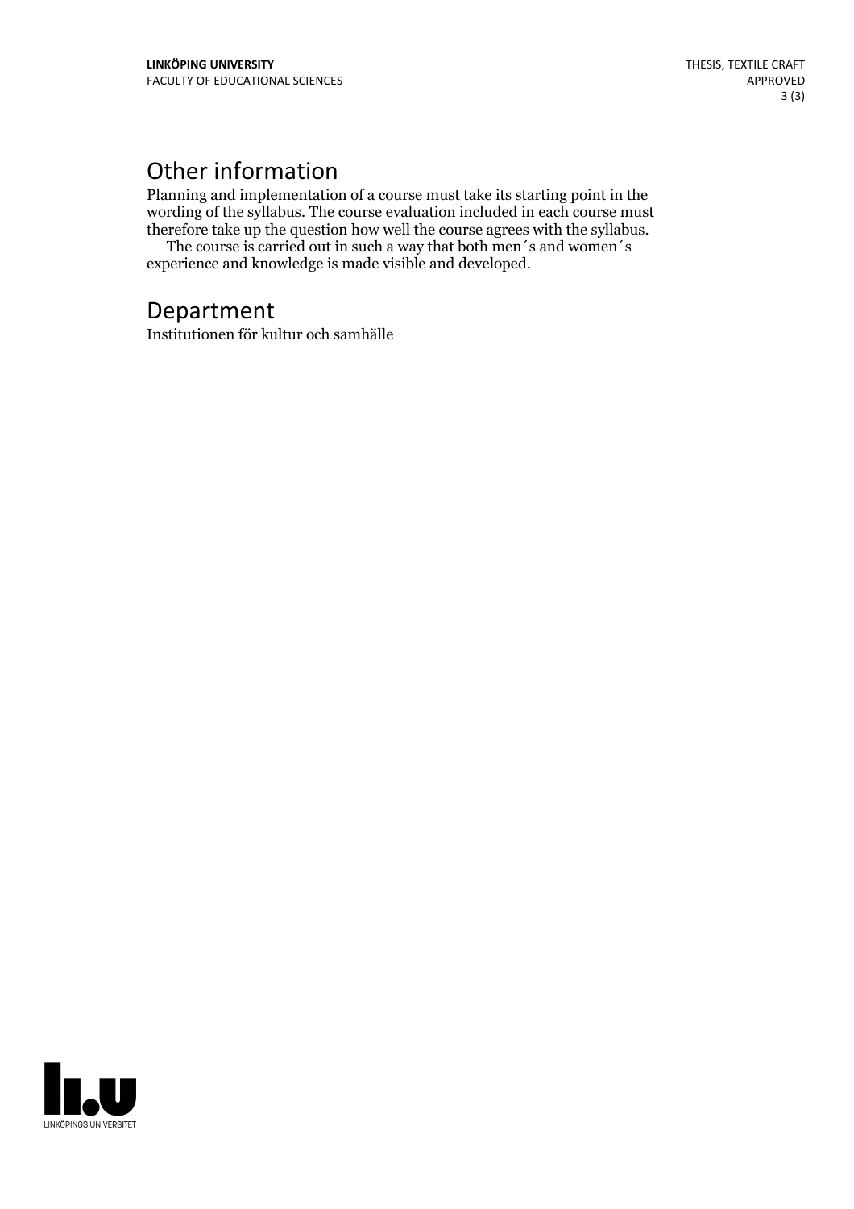## Other information

Planning and implementation of a course must take its starting point in the wording of the syllabus. The course evaluation included in each course must therefore take up the question how well the course agrees with the syllabus.

The course is carried out in such a way that both men´s and women´s experience and knowledge is made visible and developed.

## Department

Institutionen för kultur och samhälle